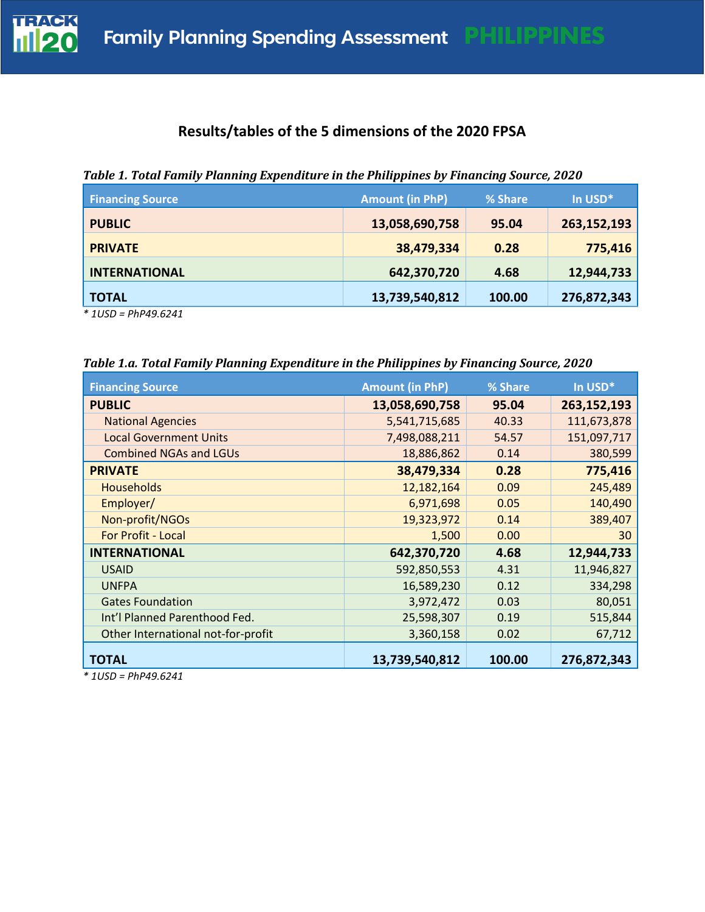Family Planning Spending Assessment PHILIPPINES

## Results/tables of the 5 dimensions of the 2020 FPSA

***Table 1. Total Family Planning Expenditure in the Philippines by Financing Source, 2020***

| Financing Source | Amount (in PhP) | % Share | In USD* |
|---|---|---|---|
| **PUBLIC** | **13,058,690,758** | **95.04** | **263,152,193** |
| **PRIVATE** | **38,479,334** | **0.28** | **775,416** |
| **INTERNATIONAL** | **642,370,720** | **4.68** | **12,944,733** |
| **TOTAL** | **13,739,540,812** | **100.00** | **276,872,343** |

*\* 1USD = PhP49.6241*

***Table 1.a. Total Family Planning Expenditure in the Philippines by Financing Source, 2020***

| Financing Source | Amount (in PhP) | % Share | In USD* |
|---|---|---|---|
| **PUBLIC** | **13,058,690,758** | **95.04** | **263,152,193** |
| National Agencies | 5,541,715,685 | 40.33 | 111,673,878 |
| Local Government Units | 7,498,088,211 | 54.57 | 151,097,717 |
| Combined NGAs and LGUs | 18,886,862 | 0.14 | 380,599 |
| **PRIVATE** | **38,479,334** | **0.28** | **775,416** |
| Households | 12,182,164 | 0.09 | 245,489 |
| Employer/ | 6,971,698 | 0.05 | 140,490 |
| Non-profit/NGOs | 19,323,972 | 0.14 | 389,407 |
| For Profit - Local | 1,500 | 0.00 | 30 |
| **INTERNATIONAL** | **642,370,720** | **4.68** | **12,944,733** |
| USAID | 592,850,553 | 4.31 | 11,946,827 |
| UNFPA | 16,589,230 | 0.12 | 334,298 |
| Gates Foundation | 3,972,472 | 0.03 | 80,051 |
| Int'l Planned Parenthood Fed. | 25,598,307 | 0.19 | 515,844 |
| Other International not-for-profit | 3,360,158 | 0.02 | 67,712 |
| **TOTAL** | **13,739,540,812** | **100.00** | **276,872,343** |

*\* 1USD = PhP49.6241*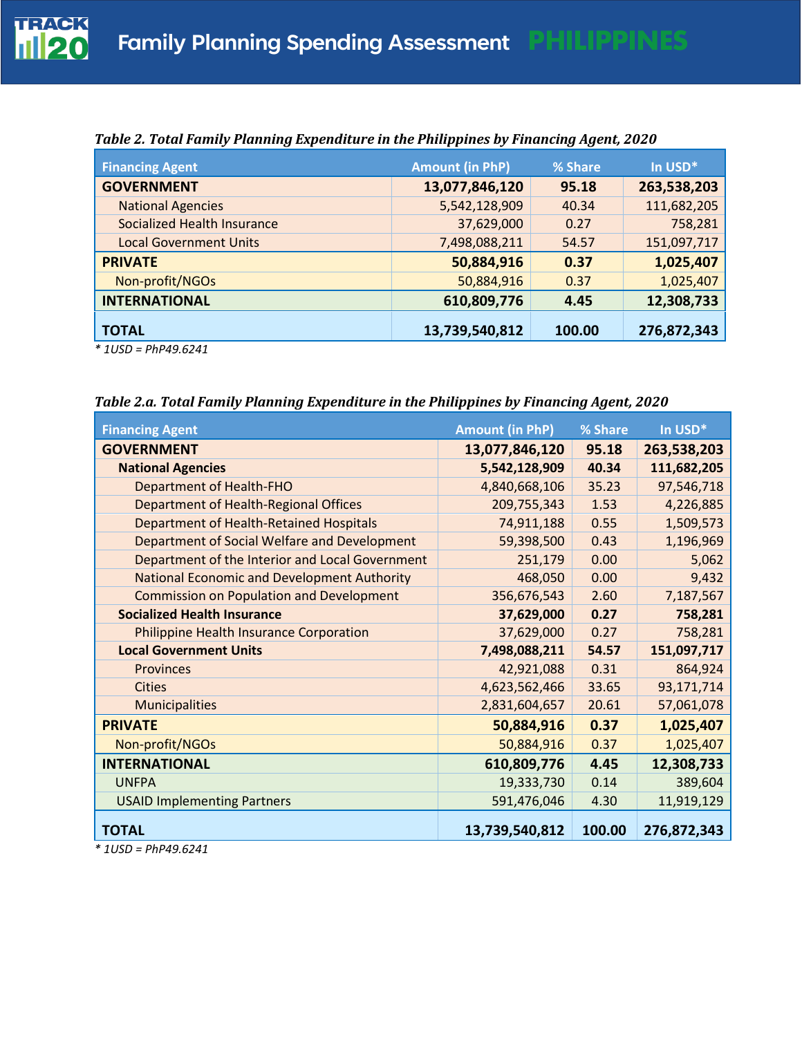*Table 2. Total Family Planning Expenditure in the Philippines by Financing Agent, 2020*

| Financing Agent | Amount (in PhP) | % Share | In USD* |
|---|---|---|---|
| **GOVERNMENT** | **13,077,846,120** | **95.18** | **263,538,203** |
| National Agencies | 5,542,128,909 | 40.34 | 111,682,205 |
| Socialized Health Insurance | 37,629,000 | 0.27 | 758,281 |
| Local Government Units | 7,498,088,211 | 54.57 | 151,097,717 |
| **PRIVATE** | **50,884,916** | **0.37** | **1,025,407** |
| Non-profit/NGOs | 50,884,916 | 0.37 | 1,025,407 |
| **INTERNATIONAL** | **610,809,776** | **4.45** | **12,308,733** |
| **TOTAL** | **13,739,540,812** | **100.00** | **276,872,343** |

*\* 1USD = PhP49.6241*

*Table 2.a. Total Family Planning Expenditure in the Philippines by Financing Agent, 2020*

| Financing Agent | Amount (in PhP) | % Share | In USD* |
|---|---|---|---|
| **GOVERNMENT** | **13,077,846,120** | **95.18** | **263,538,203** |
| **National Agencies** | **5,542,128,909** | **40.34** | **111,682,205** |
| Department of Health-FHO | 4,840,668,106 | 35.23 | 97,546,718 |
| Department of Health-Regional Offices | 209,755,343 | 1.53 | 4,226,885 |
| Department of Health-Retained Hospitals | 74,911,188 | 0.55 | 1,509,573 |
| Department of Social Welfare and Development | 59,398,500 | 0.43 | 1,196,969 |
| Department of the Interior and Local Government | 251,179 | 0.00 | 5,062 |
| National Economic and Development Authority | 468,050 | 0.00 | 9,432 |
| Commission on Population and Development | 356,676,543 | 2.60 | 7,187,567 |
| **Socialized Health Insurance** | **37,629,000** | **0.27** | **758,281** |
| Philippine Health Insurance Corporation | 37,629,000 | 0.27 | 758,281 |
| **Local Government Units** | **7,498,088,211** | **54.57** | **151,097,717** |
| Provinces | 42,921,088 | 0.31 | 864,924 |
| Cities | 4,623,562,466 | 33.65 | 93,171,714 |
| Municipalities | 2,831,604,657 | 20.61 | 57,061,078 |
| **PRIVATE** | **50,884,916** | **0.37** | **1,025,407** |
| Non-profit/NGOs | 50,884,916 | 0.37 | 1,025,407 |
| **INTERNATIONAL** | **610,809,776** | **4.45** | **12,308,733** |
| UNFPA | 19,333,730 | 0.14 | 389,604 |
| USAID Implementing Partners | 591,476,046 | 4.30 | 11,919,129 |
| **TOTAL** | **13,739,540,812** | **100.00** | **276,872,343** |

*\* 1USD = PhP49.6241*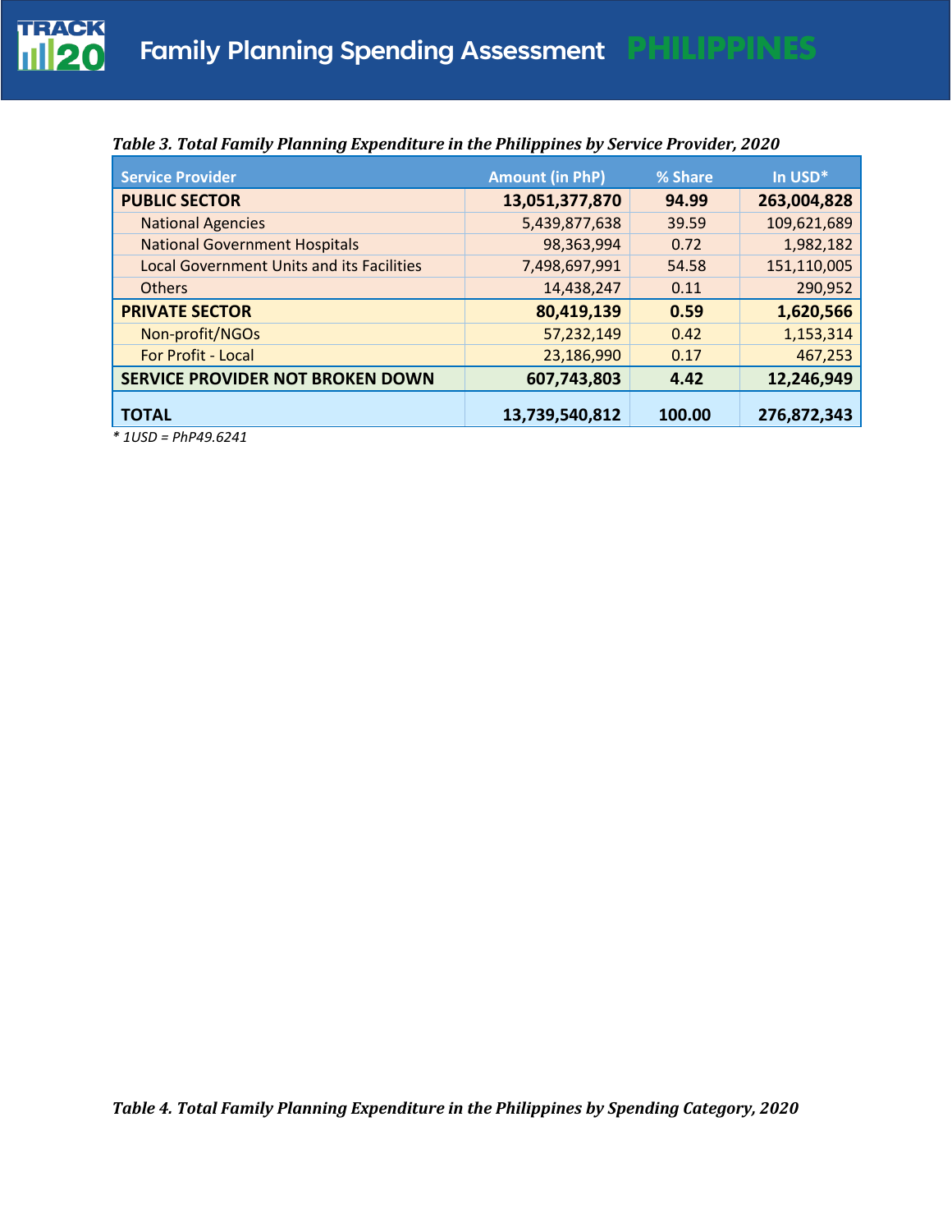*Table 3. Total Family Planning Expenditure in the Philippines by Service Provider, 2020*

| Service Provider | Amount (in PhP) | % Share | In USD* |
|---|---|---|---|
| **PUBLIC SECTOR** | **13,051,377,870** | **94.99** | **263,004,828** |
| National Agencies | 5,439,877,638 | 39.59 | 109,621,689 |
| National Government Hospitals | 98,363,994 | 0.72 | 1,982,182 |
| Local Government Units and its Facilities | 7,498,697,991 | 54.58 | 151,110,005 |
| Others | 14,438,247 | 0.11 | 290,952 |
| **PRIVATE SECTOR** | **80,419,139** | **0.59** | **1,620,566** |
| Non-profit/NGOs | 57,232,149 | 0.42 | 1,153,314 |
| For Profit - Local | 23,186,990 | 0.17 | 467,253 |
| **SERVICE PROVIDER NOT BROKEN DOWN** | **607,743,803** | **4.42** | **12,246,949** |
| **TOTAL** | **13,739,540,812** | **100.00** | **276,872,343** |

*\* 1USD = PhP49.6241*

*Table 4. Total Family Planning Expenditure in the Philippines by Spending Category, 2020*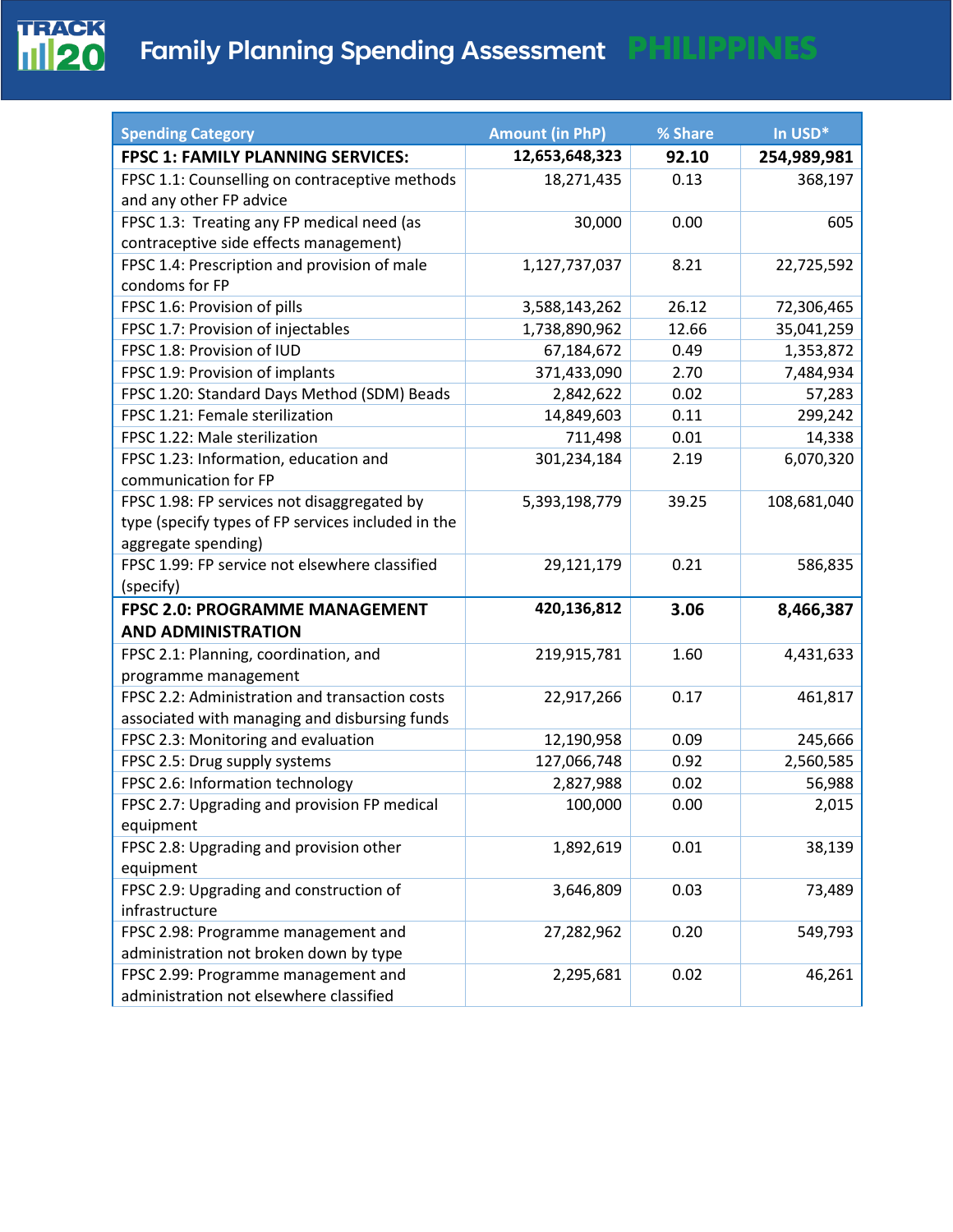# Family Planning Spending Assessment PHILIPPINES

| Spending Category | Amount (in PhP) | % Share | In USD* |
|---|---|---|---|
| **FPSC 1: FAMILY PLANNING SERVICES:** | **12,653,648,323** | **92.10** | **254,989,981** |
| FPSC 1.1: Counselling on contraceptive methods and any other FP advice | 18,271,435 | 0.13 | 368,197 |
| FPSC 1.3: Treating any FP medical need (as contraceptive side effects management) | 30,000 | 0.00 | 605 |
| FPSC 1.4: Prescription and provision of male condoms for FP | 1,127,737,037 | 8.21 | 22,725,592 |
| FPSC 1.6: Provision of pills | 3,588,143,262 | 26.12 | 72,306,465 |
| FPSC 1.7: Provision of injectables | 1,738,890,962 | 12.66 | 35,041,259 |
| FPSC 1.8: Provision of IUD | 67,184,672 | 0.49 | 1,353,872 |
| FPSC 1.9: Provision of implants | 371,433,090 | 2.70 | 7,484,934 |
| FPSC 1.20: Standard Days Method (SDM) Beads | 2,842,622 | 0.02 | 57,283 |
| FPSC 1.21: Female sterilization | 14,849,603 | 0.11 | 299,242 |
| FPSC 1.22: Male sterilization | 711,498 | 0.01 | 14,338 |
| FPSC 1.23: Information, education and communication for FP | 301,234,184 | 2.19 | 6,070,320 |
| FPSC 1.98: FP services not disaggregated by type (specify types of FP services included in the aggregate spending) | 5,393,198,779 | 39.25 | 108,681,040 |
| FPSC 1.99: FP service not elsewhere classified (specify) | 29,121,179 | 0.21 | 586,835 |
| **FPSC 2.0: PROGRAMME MANAGEMENT AND ADMINISTRATION** | **420,136,812** | **3.06** | **8,466,387** |
| FPSC 2.1: Planning, coordination, and programme management | 219,915,781 | 1.60 | 4,431,633 |
| FPSC 2.2: Administration and transaction costs associated with managing and disbursing funds | 22,917,266 | 0.17 | 461,817 |
| FPSC 2.3: Monitoring and evaluation | 12,190,958 | 0.09 | 245,666 |
| FPSC 2.5: Drug supply systems | 127,066,748 | 0.92 | 2,560,585 |
| FPSC 2.6: Information technology | 2,827,988 | 0.02 | 56,988 |
| FPSC 2.7: Upgrading and provision FP medical equipment | 100,000 | 0.00 | 2,015 |
| FPSC 2.8: Upgrading and provision other equipment | 1,892,619 | 0.01 | 38,139 |
| FPSC 2.9: Upgrading and construction of infrastructure | 3,646,809 | 0.03 | 73,489 |
| FPSC 2.98: Programme management and administration not broken down by type | 27,282,962 | 0.20 | 549,793 |
| FPSC 2.99: Programme management and administration not elsewhere classified | 2,295,681 | 0.02 | 46,261 |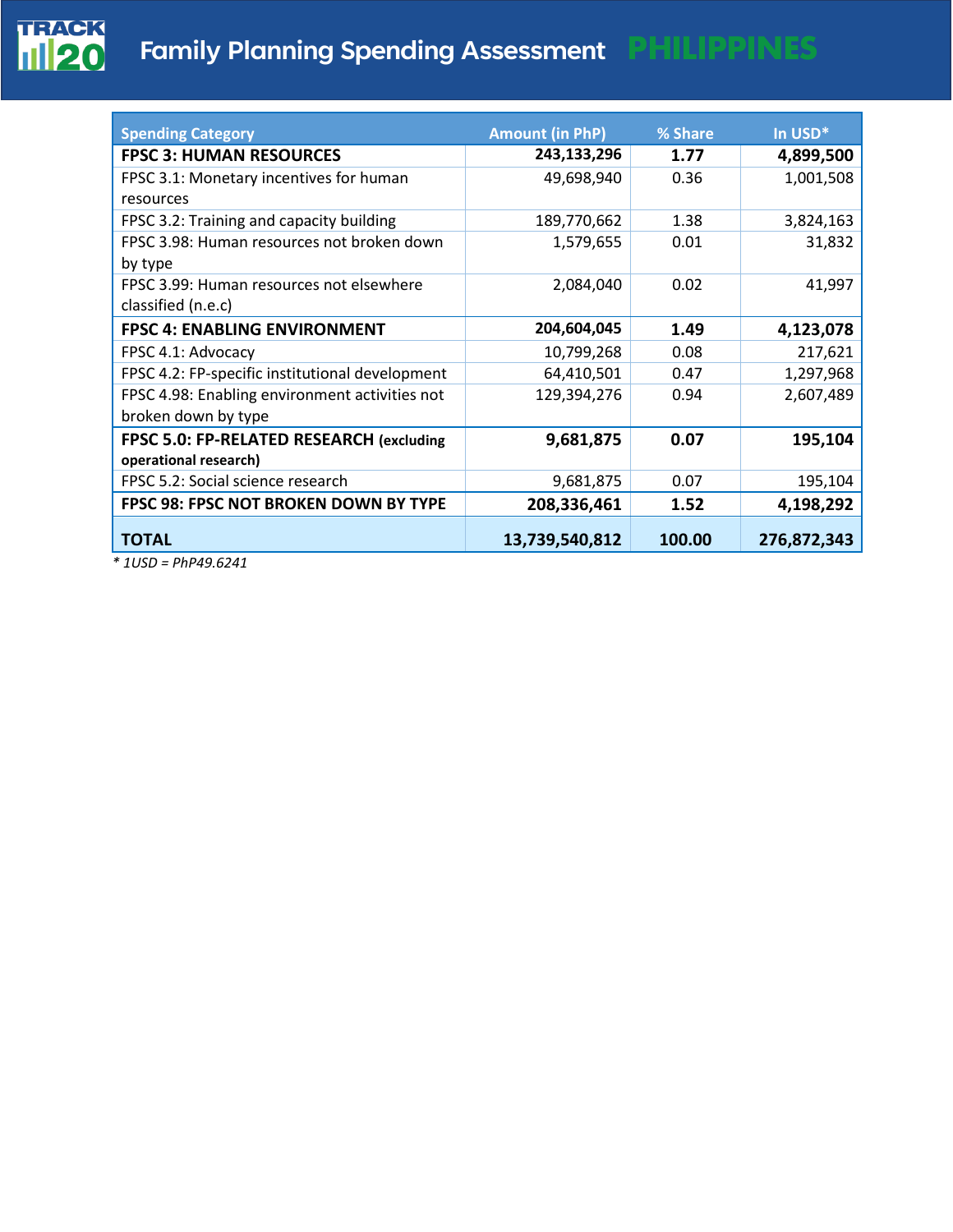| Spending Category | Amount (in PhP) | % Share | In USD* |
|---|---|---|---|
| **FPSC 3: HUMAN RESOURCES** | **243,133,296** | **1.77** | **4,899,500** |
| FPSC 3.1: Monetary incentives for human resources | 49,698,940 | 0.36 | 1,001,508 |
| FPSC 3.2: Training and capacity building | 189,770,662 | 1.38 | 3,824,163 |
| FPSC 3.98: Human resources not broken down by type | 1,579,655 | 0.01 | 31,832 |
| FPSC 3.99: Human resources not elsewhere classified (n.e.c) | 2,084,040 | 0.02 | 41,997 |
| **FPSC 4: ENABLING ENVIRONMENT** | **204,604,045** | **1.49** | **4,123,078** |
| FPSC 4.1: Advocacy | 10,799,268 | 0.08 | 217,621 |
| FPSC 4.2: FP-specific institutional development | 64,410,501 | 0.47 | 1,297,968 |
| FPSC 4.98: Enabling environment activities not broken down by type | 129,394,276 | 0.94 | 2,607,489 |
| **FPSC 5.0: FP-RELATED RESEARCH (excluding operational research)** | **9,681,875** | **0.07** | **195,104** |
| FPSC 5.2: Social science research | 9,681,875 | 0.07 | 195,104 |
| **FPSC 98: FPSC NOT BROKEN DOWN BY TYPE** | **208,336,461** | **1.52** | **4,198,292** |
| **TOTAL** | **13,739,540,812** | **100.00** | **276,872,343** |

*\* 1USD = PhP49.6241*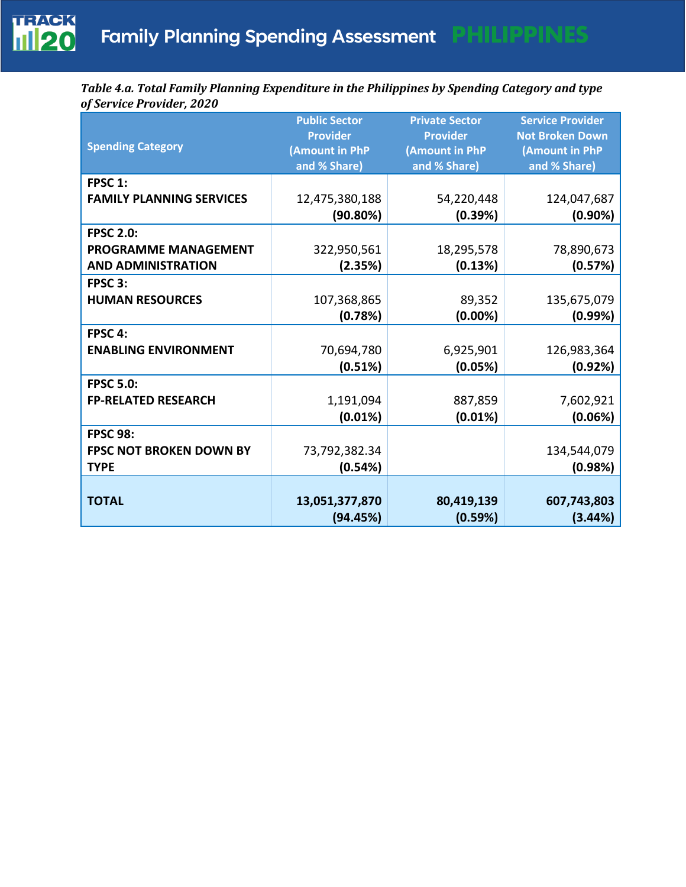*Table 4.a. Total Family Planning Expenditure in the Philippines by Spending Category and type of Service Provider, 2020*

| Spending Category | Public Sector Provider (Amount in PhP and % Share) | Private Sector Provider (Amount in PhP and % Share) | Service Provider Not Broken Down (Amount in PhP and % Share) |
|---|---|---|---|
| **FPSC 1: FAMILY PLANNING SERVICES** | 12,475,380,188 **(90.80%)** | 54,220,448 **(0.39%)** | 124,047,687 **(0.90%)** |
| **FPSC 2.0: PROGRAMME MANAGEMENT AND ADMINISTRATION** | 322,950,561 **(2.35%)** | 18,295,578 **(0.13%)** | 78,890,673 **(0.57%)** |
| **FPSC 3: HUMAN RESOURCES** | 107,368,865 **(0.78%)** | 89,352 **(0.00%)** | 135,675,079 **(0.99%)** |
| **FPSC 4: ENABLING ENVIRONMENT** | 70,694,780 **(0.51%)** | 6,925,901 **(0.05%)** | 126,983,364 **(0.92%)** |
| **FPSC 5.0: FP-RELATED RESEARCH** | 1,191,094 **(0.01%)** | 887,859 **(0.01%)** | 7,602,921 **(0.06%)** |
| **FPSC 98: FPSC NOT BROKEN DOWN BY TYPE** | 73,792,382.34 **(0.54%)** | | 134,544,079 **(0.98%)** |
| **TOTAL** | **13,051,377,870 (94.45%)** | **80,419,139 (0.59%)** | **607,743,803 (3.44%)** |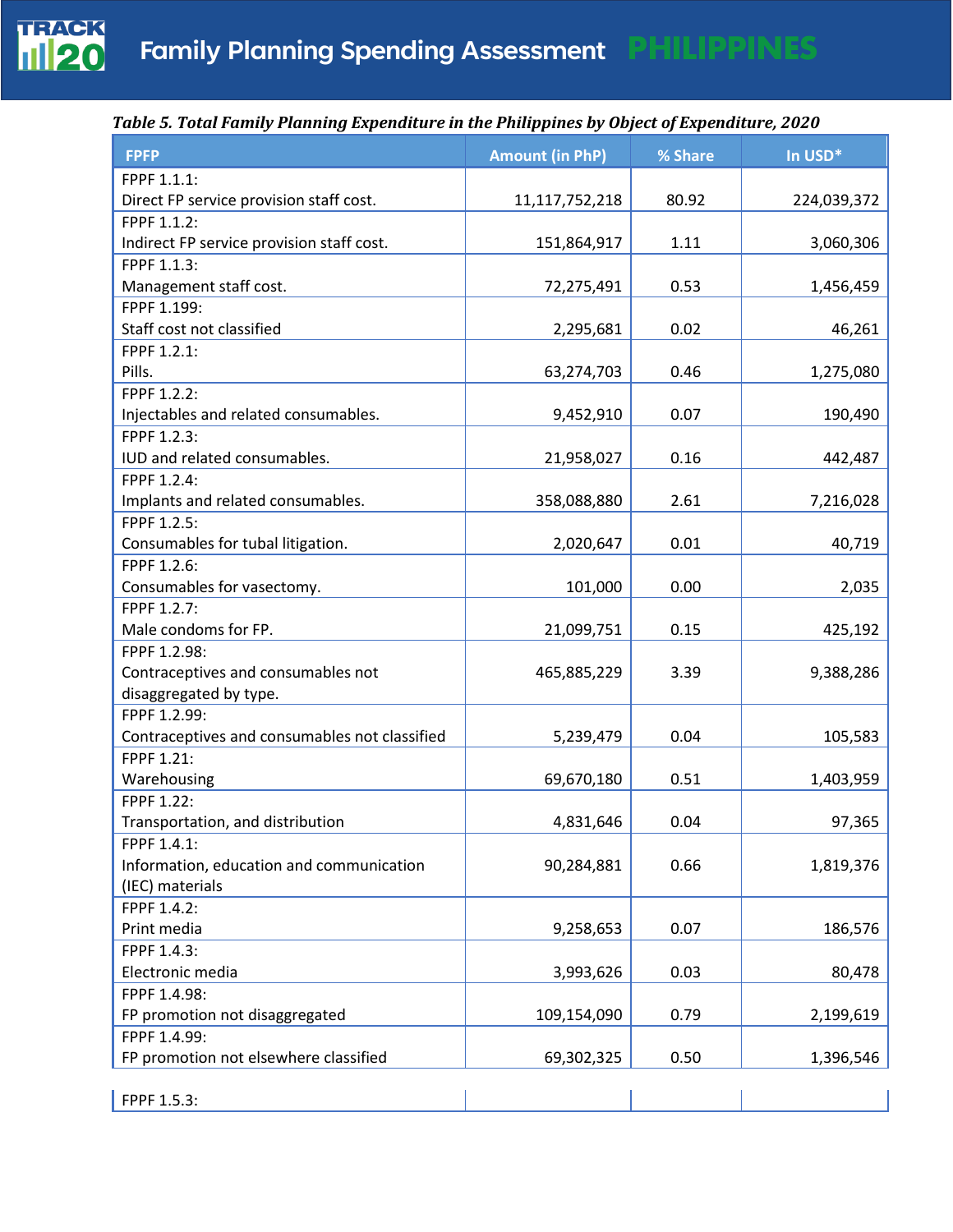*Table 5. Total Family Planning Expenditure in the Philippines by Object of Expenditure, 2020*

| FPFP | Amount (in PhP) | % Share | In USD* |
|---|---|---|---|
| FPPF 1.1.1: Direct FP service provision staff cost. | 11,117,752,218 | 80.92 | 224,039,372 |
| FPPF 1.1.2: Indirect FP service provision staff cost. | 151,864,917 | 1.11 | 3,060,306 |
| FPPF 1.1.3: Management staff cost. | 72,275,491 | 0.53 | 1,456,459 |
| FPPF 1.199: Staff cost not classified | 2,295,681 | 0.02 | 46,261 |
| FPPF 1.2.1: Pills. | 63,274,703 | 0.46 | 1,275,080 |
| FPPF 1.2.2: Injectables and related consumables. | 9,452,910 | 0.07 | 190,490 |
| FPPF 1.2.3: IUD and related consumables. | 21,958,027 | 0.16 | 442,487 |
| FPPF 1.2.4: Implants and related consumables. | 358,088,880 | 2.61 | 7,216,028 |
| FPPF 1.2.5: Consumables for tubal litigation. | 2,020,647 | 0.01 | 40,719 |
| FPPF 1.2.6: Consumables for vasectomy. | 101,000 | 0.00 | 2,035 |
| FPPF 1.2.7: Male condoms for FP. | 21,099,751 | 0.15 | 425,192 |
| FPPF 1.2.98: Contraceptives and consumables not disaggregated by type. | 465,885,229 | 3.39 | 9,388,286 |
| FPPF 1.2.99: Contraceptives and consumables not classified | 5,239,479 | 0.04 | 105,583 |
| FPPF 1.21: Warehousing | 69,670,180 | 0.51 | 1,403,959 |
| FPPF 1.22: Transportation, and distribution | 4,831,646 | 0.04 | 97,365 |
| FPPF 1.4.1: Information, education and communication (IEC) materials | 90,284,881 | 0.66 | 1,819,376 |
| FPPF 1.4.2: Print media | 9,258,653 | 0.07 | 186,576 |
| FPPF 1.4.3: Electronic media | 3,993,626 | 0.03 | 80,478 |
| FPPF 1.4.98: FP promotion not disaggregated | 109,154,090 | 0.79 | 2,199,619 |
| FPPF 1.4.99: FP promotion not elsewhere classified | 69,302,325 | 0.50 | 1,396,546 |
| FPPF 1.5.3: | | | |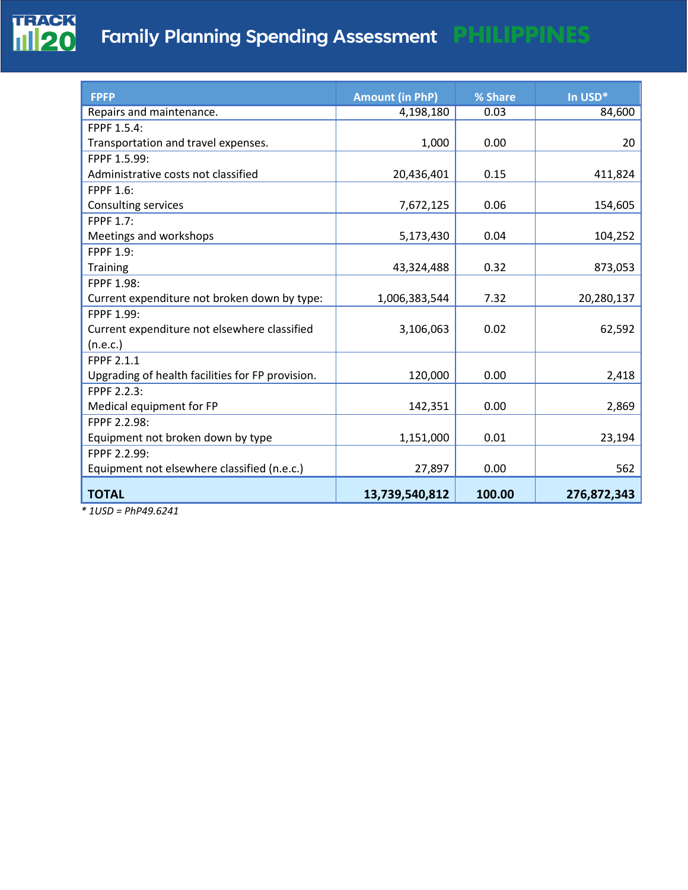| FPFP | Amount (in PhP) | % Share | In USD* |
|---|---|---|---|
| Repairs and maintenance. | 4,198,180 | 0.03 | 84,600 |
| FPPF 1.5.4: Transportation and travel expenses. | 1,000 | 0.00 | 20 |
| FPPF 1.5.99: Administrative costs not classified | 20,436,401 | 0.15 | 411,824 |
| FPPF 1.6: Consulting services | 7,672,125 | 0.06 | 154,605 |
| FPPF 1.7: Meetings and workshops | 5,173,430 | 0.04 | 104,252 |
| FPPF 1.9: Training | 43,324,488 | 0.32 | 873,053 |
| FPPF 1.98: Current expenditure not broken down by type: | 1,006,383,544 | 7.32 | 20,280,137 |
| FPPF 1.99: Current expenditure not elsewhere classified (n.e.c.) | 3,106,063 | 0.02 | 62,592 |
| FPPF 2.1.1 Upgrading of health facilities for FP provision. | 120,000 | 0.00 | 2,418 |
| FPPF 2.2.3: Medical equipment for FP | 142,351 | 0.00 | 2,869 |
| FPPF 2.2.98: Equipment not broken down by type | 1,151,000 | 0.01 | 23,194 |
| FPPF 2.2.99: Equipment not elsewhere classified (n.e.c.) | 27,897 | 0.00 | 562 |
| **TOTAL** | **13,739,540,812** | **100.00** | **276,872,343** |

*\* 1USD = PhP49.6241*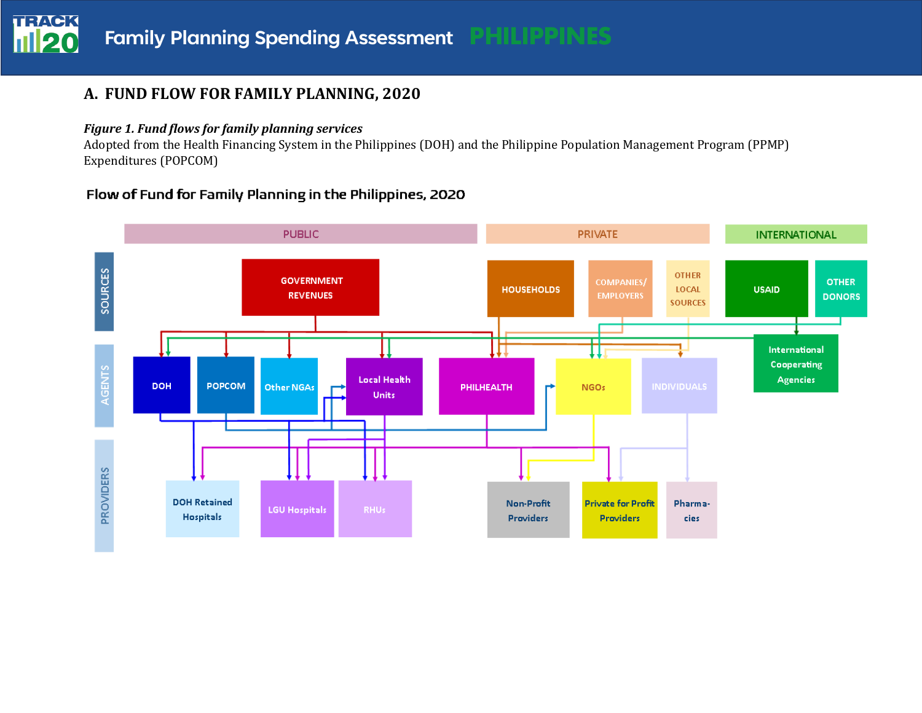## A. FUND FLOW FOR FAMILY PLANNING, 2020

***Figure 1. Fund flows for family planning services***

Adopted from the Health Financing System in the Philippines (DOH) and the Philippine Population Management Program (PPMP) Expenditures (POPCOM)

Flow of Fund for Family Planning in the Philippines, 2020

PUBLIC | PRIVATE | INTERNATIONAL

SOURCES: GOVERNMENT REVENUES; HOUSEHOLDS; COMPANIES/ EMPLOYERS; OTHER LOCAL SOURCES; USAID; OTHER DONORS

AGENTS: DOH; POPCOM; Other NGAs; Local Health Units; PHILHEALTH; NGOs; INDIVIDUALS; International Cooperating Agencies

PROVIDERS: DOH Retained Hospitals; LGU Hospitals; RHUs; Non-Profit Providers; Private for Profit Providers; Pharmacies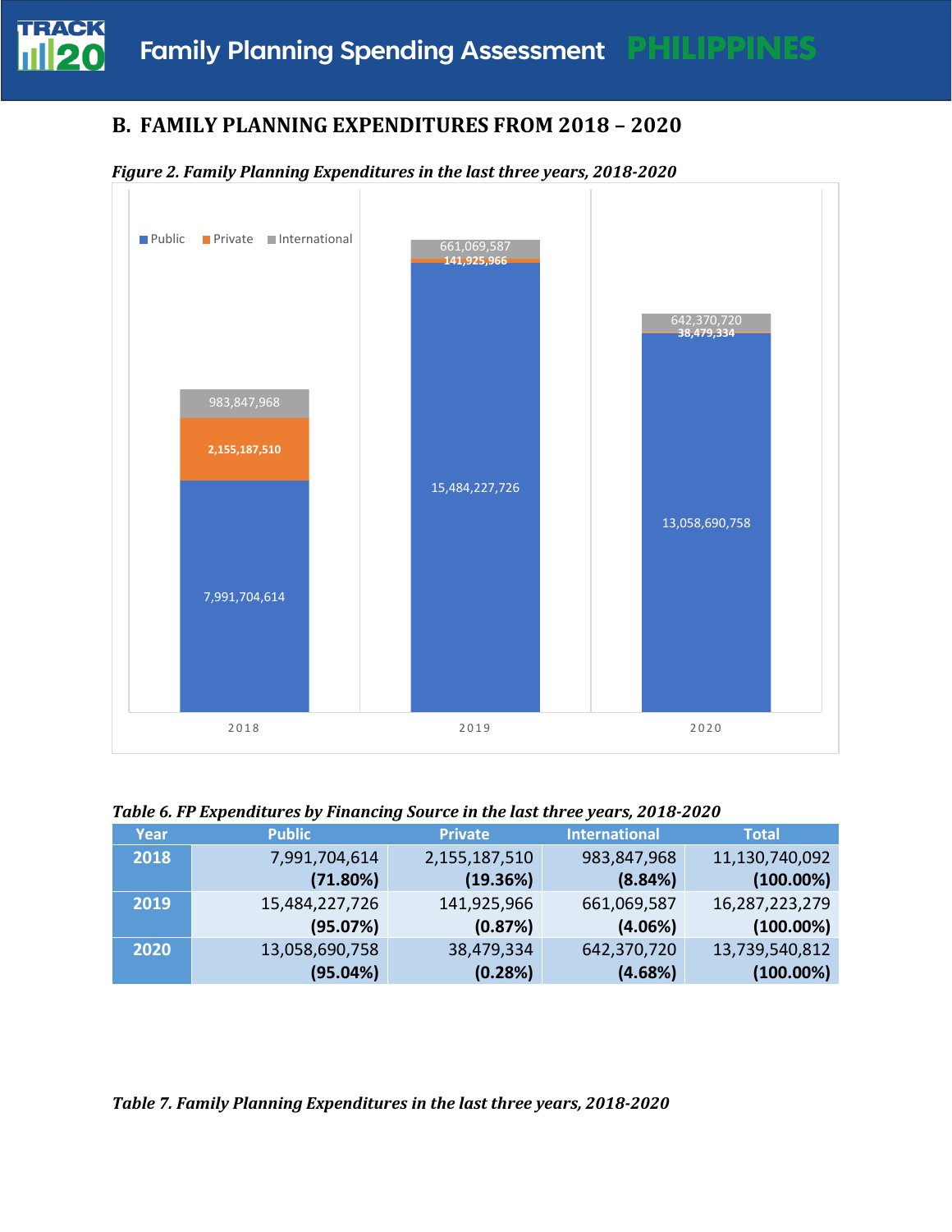## B. FAMILY PLANNING EXPENDITURES FROM 2018 – 2020

*Figure 2. Family Planning Expenditures in the last three years, 2018-2020*

| Year | Public | Private | International |
|---|---|---|---|
| 2018 | 7,991,704,614 | 2,155,187,510 | 983,847,968 |
| 2019 | 15,484,227,726 | 141,925,966 | 661,069,587 |
| 2020 | 13,058,690,758 | 38,479,334 | 642,370,720 |

*Table 6. FP Expenditures by Financing Source in the last three years, 2018-2020*

| Year | Public | Private | International | Total |
|---|---|---|---|---|
| 2018 | 7,991,704,614 **(71.80%)** | 2,155,187,510 **(19.36%)** | 983,847,968 **(8.84%)** | 11,130,740,092 **(100.00%)** |
| 2019 | 15,484,227,726 **(95.07%)** | 141,925,966 **(0.87%)** | 661,069,587 **(4.06%)** | 16,287,223,279 **(100.00%)** |
| 2020 | 13,058,690,758 **(95.04%)** | 38,479,334 **(0.28%)** | 642,370,720 **(4.68%)** | 13,739,540,812 **(100.00%)** |

*Table 7. Family Planning Expenditures in the last three years, 2018-2020*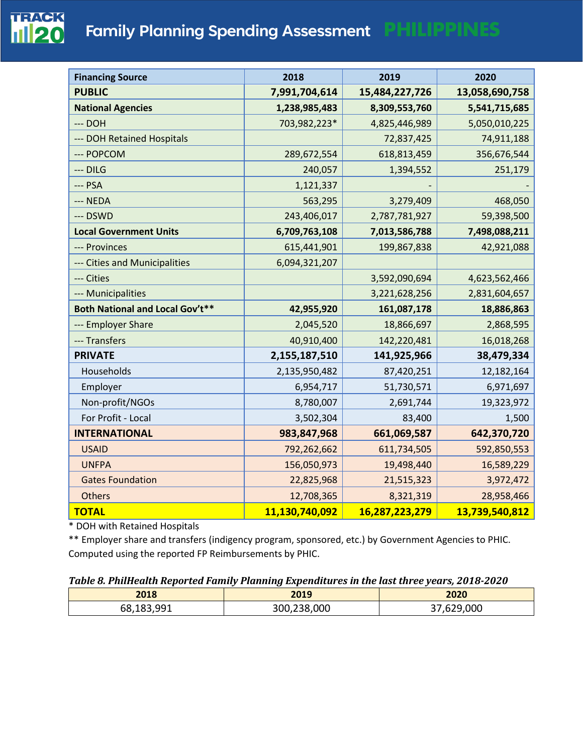| Financing Source | 2018 | 2019 | 2020 |
|---|---|---|---|
| **PUBLIC** | **7,991,704,614** | **15,484,227,726** | **13,058,690,758** |
| **National Agencies** | **1,238,985,483** | **8,309,553,760** | **5,541,715,685** |
| --- DOH | 703,982,223* | 4,825,446,989 | 5,050,010,225 |
| --- DOH Retained Hospitals | | 72,837,425 | 74,911,188 |
| --- POPCOM | 289,672,554 | 618,813,459 | 356,676,544 |
| --- DILG | 240,057 | 1,394,552 | 251,179 |
| --- PSA | 1,121,337 | - | - |
| --- NEDA | 563,295 | 3,279,409 | 468,050 |
| --- DSWD | 243,406,017 | 2,787,781,927 | 59,398,500 |
| **Local Government Units** | **6,709,763,108** | **7,013,586,788** | **7,498,088,211** |
| --- Provinces | 615,441,901 | 199,867,838 | 42,921,088 |
| --- Cities and Municipalities | 6,094,321,207 | | |
| --- Cities | | 3,592,090,694 | 4,623,562,466 |
| --- Municipalities | | 3,221,628,256 | 2,831,604,657 |
| **Both National and Local Gov't\*\*** | **42,955,920** | **161,087,178** | **18,886,863** |
| --- Employer Share | 2,045,520 | 18,866,697 | 2,868,595 |
| --- Transfers | 40,910,400 | 142,220,481 | 16,018,268 |
| **PRIVATE** | **2,155,187,510** | **141,925,966** | **38,479,334** |
| Households | 2,135,950,482 | 87,420,251 | 12,182,164 |
| Employer | 6,954,717 | 51,730,571 | 6,971,697 |
| Non-profit/NGOs | 8,780,007 | 2,691,744 | 19,323,972 |
| For Profit - Local | 3,502,304 | 83,400 | 1,500 |
| **INTERNATIONAL** | **983,847,968** | **661,069,587** | **642,370,720** |
| USAID | 792,262,662 | 611,734,505 | 592,850,553 |
| UNFPA | 156,050,973 | 19,498,440 | 16,589,229 |
| Gates Foundation | 22,825,968 | 21,515,323 | 3,972,472 |
| Others | 12,708,365 | 8,321,319 | 28,958,466 |
| **TOTAL** | **11,130,740,092** | **16,287,223,279** | **13,739,540,812** |

* DOH with Retained Hospitals

** Employer share and transfers (indigency program, sponsored, etc.) by Government Agencies to PHIC. Computed using the reported FP Reimbursements by PHIC.

***Table 8. PhilHealth Reported Family Planning Expenditures in the last three years, 2018-2020***

| 2018 | 2019 | 2020 |
|---|---|---|
| 68,183,991 | 300,238,000 | 37,629,000 |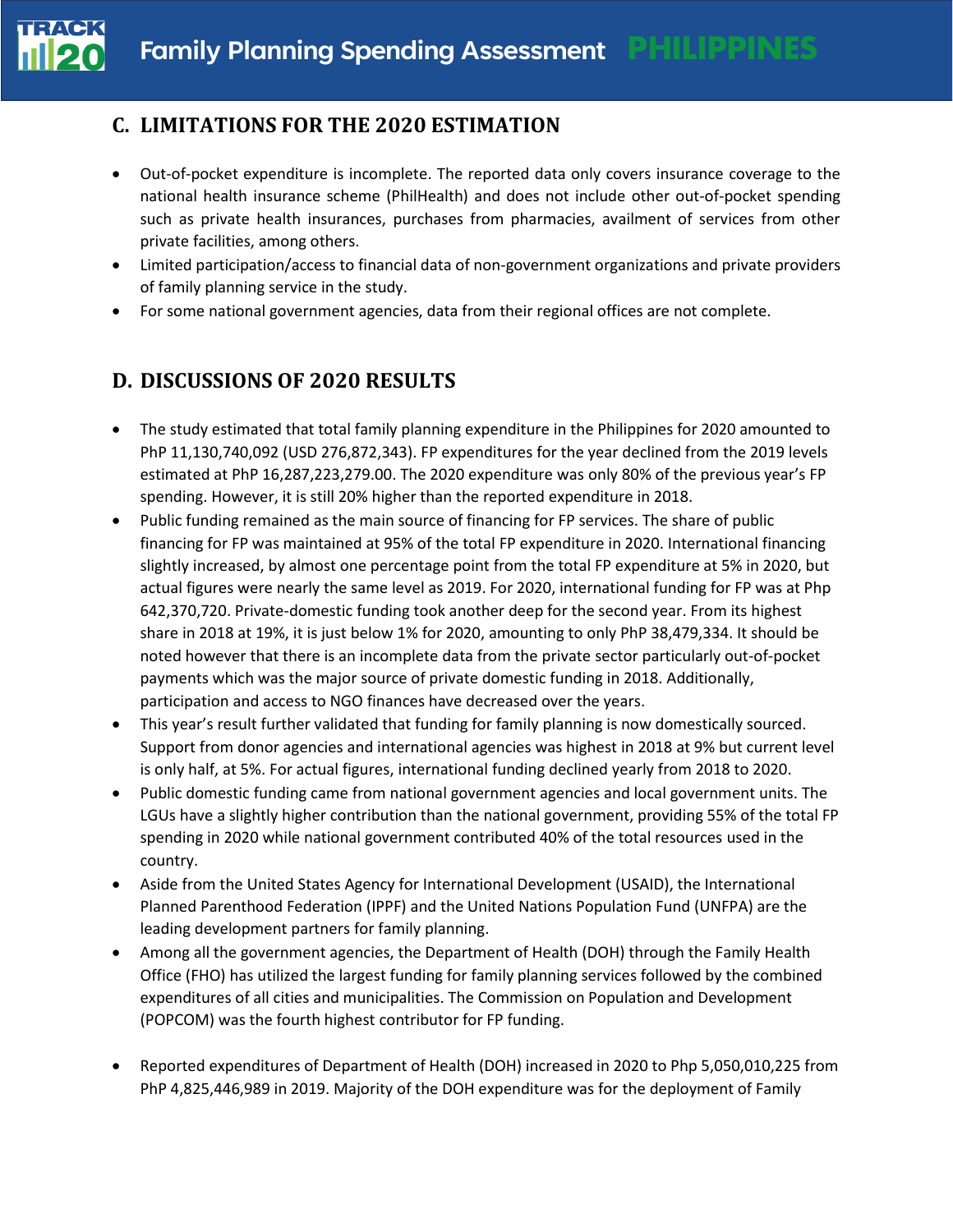## C. LIMITATIONS FOR THE 2020 ESTIMATION

- Out-of-pocket expenditure is incomplete. The reported data only covers insurance coverage to the national health insurance scheme (PhilHealth) and does not include other out-of-pocket spending such as private health insurances, purchases from pharmacies, availment of services from other private facilities, among others.
- Limited participation/access to financial data of non-government organizations and private providers of family planning service in the study.
- For some national government agencies, data from their regional offices are not complete.

## D. DISCUSSIONS OF 2020 RESULTS

- The study estimated that total family planning expenditure in the Philippines for 2020 amounted to PhP 11,130,740,092 (USD 276,872,343). FP expenditures for the year declined from the 2019 levels estimated at PhP 16,287,223,279.00. The 2020 expenditure was only 80% of the previous year's FP spending. However, it is still 20% higher than the reported expenditure in 2018.
- Public funding remained as the main source of financing for FP services. The share of public financing for FP was maintained at 95% of the total FP expenditure in 2020. International financing slightly increased, by almost one percentage point from the total FP expenditure at 5% in 2020, but actual figures were nearly the same level as 2019. For 2020, international funding for FP was at Php 642,370,720. Private-domestic funding took another deep for the second year. From its highest share in 2018 at 19%, it is just below 1% for 2020, amounting to only PhP 38,479,334. It should be noted however that there is an incomplete data from the private sector particularly out-of-pocket payments which was the major source of private domestic funding in 2018. Additionally, participation and access to NGO finances have decreased over the years.
- This year's result further validated that funding for family planning is now domestically sourced. Support from donor agencies and international agencies was highest in 2018 at 9% but current level is only half, at 5%. For actual figures, international funding declined yearly from 2018 to 2020.
- Public domestic funding came from national government agencies and local government units. The LGUs have a slightly higher contribution than the national government, providing 55% of the total FP spending in 2020 while national government contributed 40% of the total resources used in the country.
- Aside from the United States Agency for International Development (USAID), the International Planned Parenthood Federation (IPPF) and the United Nations Population Fund (UNFPA) are the leading development partners for family planning.
- Among all the government agencies, the Department of Health (DOH) through the Family Health Office (FHO) has utilized the largest funding for family planning services followed by the combined expenditures of all cities and municipalities. The Commission on Population and Development (POPCOM) was the fourth highest contributor for FP funding.
- Reported expenditures of Department of Health (DOH) increased in 2020 to Php 5,050,010,225 from PhP 4,825,446,989 in 2019. Majority of the DOH expenditure was for the deployment of Family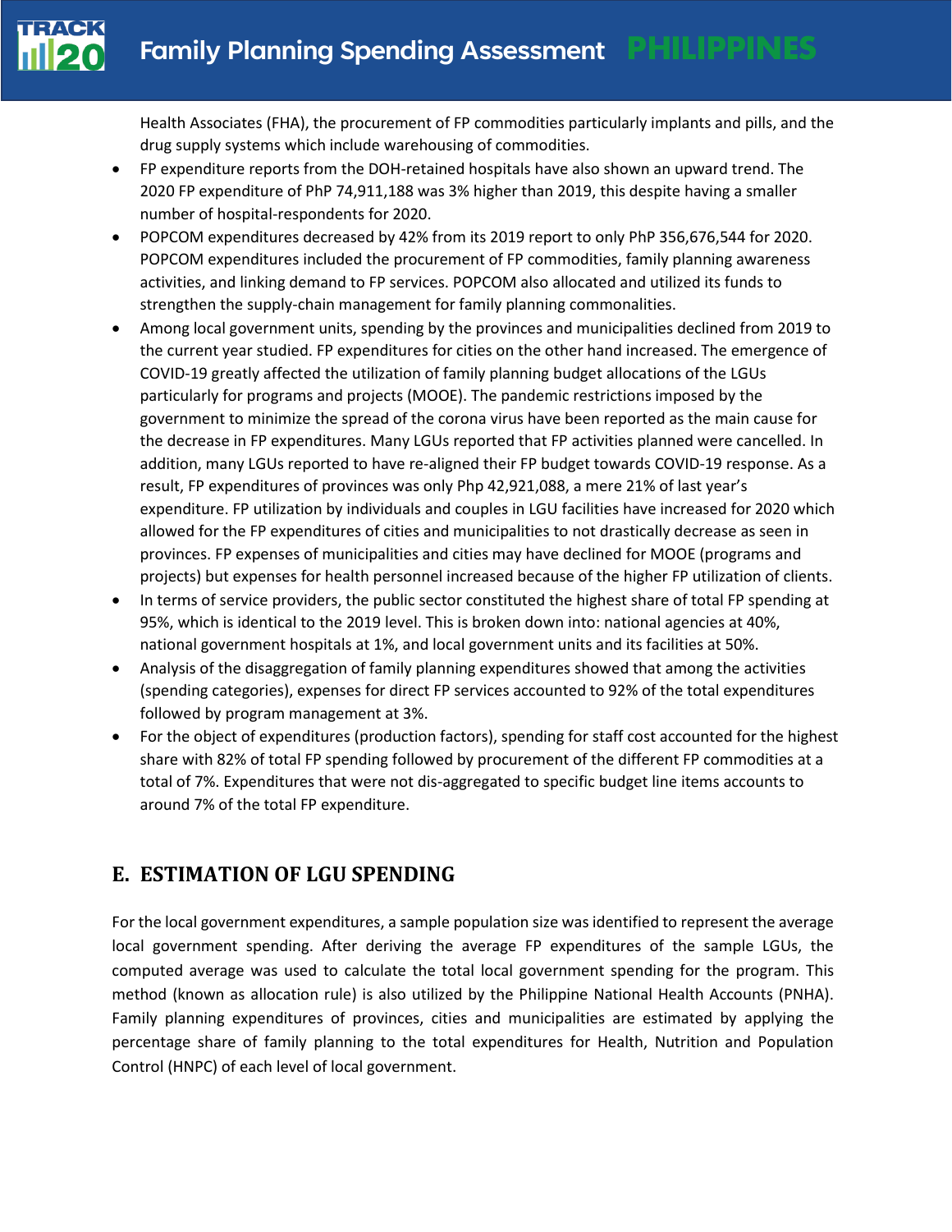Health Associates (FHA), the procurement of FP commodities particularly implants and pills, and the drug supply systems which include warehousing of commodities.

- FP expenditure reports from the DOH-retained hospitals have also shown an upward trend. The 2020 FP expenditure of PhP 74,911,188 was 3% higher than 2019, this despite having a smaller number of hospital-respondents for 2020.
- POPCOM expenditures decreased by 42% from its 2019 report to only PhP 356,676,544 for 2020. POPCOM expenditures included the procurement of FP commodities, family planning awareness activities, and linking demand to FP services. POPCOM also allocated and utilized its funds to strengthen the supply-chain management for family planning commonalities.
- Among local government units, spending by the provinces and municipalities declined from 2019 to the current year studied. FP expenditures for cities on the other hand increased. The emergence of COVID-19 greatly affected the utilization of family planning budget allocations of the LGUs particularly for programs and projects (MOOE). The pandemic restrictions imposed by the government to minimize the spread of the corona virus have been reported as the main cause for the decrease in FP expenditures. Many LGUs reported that FP activities planned were cancelled. In addition, many LGUs reported to have re-aligned their FP budget towards COVID-19 response. As a result, FP expenditures of provinces was only Php 42,921,088, a mere 21% of last year's expenditure. FP utilization by individuals and couples in LGU facilities have increased for 2020 which allowed for the FP expenditures of cities and municipalities to not drastically decrease as seen in provinces. FP expenses of municipalities and cities may have declined for MOOE (programs and projects) but expenses for health personnel increased because of the higher FP utilization of clients.
- In terms of service providers, the public sector constituted the highest share of total FP spending at 95%, which is identical to the 2019 level. This is broken down into: national agencies at 40%, national government hospitals at 1%, and local government units and its facilities at 50%.
- Analysis of the disaggregation of family planning expenditures showed that among the activities (spending categories), expenses for direct FP services accounted to 92% of the total expenditures followed by program management at 3%.
- For the object of expenditures (production factors), spending for staff cost accounted for the highest share with 82% of total FP spending followed by procurement of the different FP commodities at a total of 7%. Expenditures that were not dis-aggregated to specific budget line items accounts to around 7% of the total FP expenditure.

## E. ESTIMATION OF LGU SPENDING

For the local government expenditures, a sample population size was identified to represent the average local government spending. After deriving the average FP expenditures of the sample LGUs, the computed average was used to calculate the total local government spending for the program. This method (known as allocation rule) is also utilized by the Philippine National Health Accounts (PNHA). Family planning expenditures of provinces, cities and municipalities are estimated by applying the percentage share of family planning to the total expenditures for Health, Nutrition and Population Control (HNPC) of each level of local government.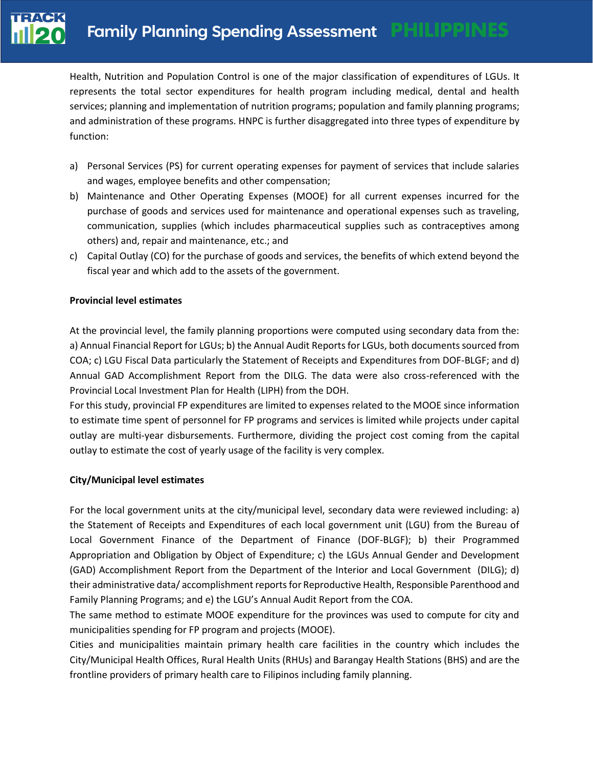Health, Nutrition and Population Control is one of the major classification of expenditures of LGUs. It represents the total sector expenditures for health program including medical, dental and health services; planning and implementation of nutrition programs; population and family planning programs; and administration of these programs. HNPC is further disaggregated into three types of expenditure by function:

a) Personal Services (PS) for current operating expenses for payment of services that include salaries and wages, employee benefits and other compensation;
b) Maintenance and Other Operating Expenses (MOOE) for all current expenses incurred for the purchase of goods and services used for maintenance and operational expenses such as traveling, communication, supplies (which includes pharmaceutical supplies such as contraceptives among others) and, repair and maintenance, etc.; and
c) Capital Outlay (CO) for the purchase of goods and services, the benefits of which extend beyond the fiscal year and which add to the assets of the government.

**Provincial level estimates**

At the provincial level, the family planning proportions were computed using secondary data from the: a) Annual Financial Report for LGUs; b) the Annual Audit Reports for LGUs, both documents sourced from COA; c) LGU Fiscal Data particularly the Statement of Receipts and Expenditures from DOF-BLGF; and d) Annual GAD Accomplishment Report from the DILG. The data were also cross-referenced with the Provincial Local Investment Plan for Health (LIPH) from the DOH.

For this study, provincial FP expenditures are limited to expenses related to the MOOE since information to estimate time spent of personnel for FP programs and services is limited while projects under capital outlay are multi-year disbursements. Furthermore, dividing the project cost coming from the capital outlay to estimate the cost of yearly usage of the facility is very complex.

**City/Municipal level estimates**

For the local government units at the city/municipal level, secondary data were reviewed including: a) the Statement of Receipts and Expenditures of each local government unit (LGU) from the Bureau of Local Government Finance of the Department of Finance (DOF-BLGF); b) their Programmed Appropriation and Obligation by Object of Expenditure; c) the LGUs Annual Gender and Development (GAD) Accomplishment Report from the Department of the Interior and Local Government (DILG); d) their administrative data/ accomplishment reports for Reproductive Health, Responsible Parenthood and Family Planning Programs; and e) the LGU's Annual Audit Report from the COA.

The same method to estimate MOOE expenditure for the provinces was used to compute for city and municipalities spending for FP program and projects (MOOE).

Cities and municipalities maintain primary health care facilities in the country which includes the City/Municipal Health Offices, Rural Health Units (RHUs) and Barangay Health Stations (BHS) and are the frontline providers of primary health care to Filipinos including family planning.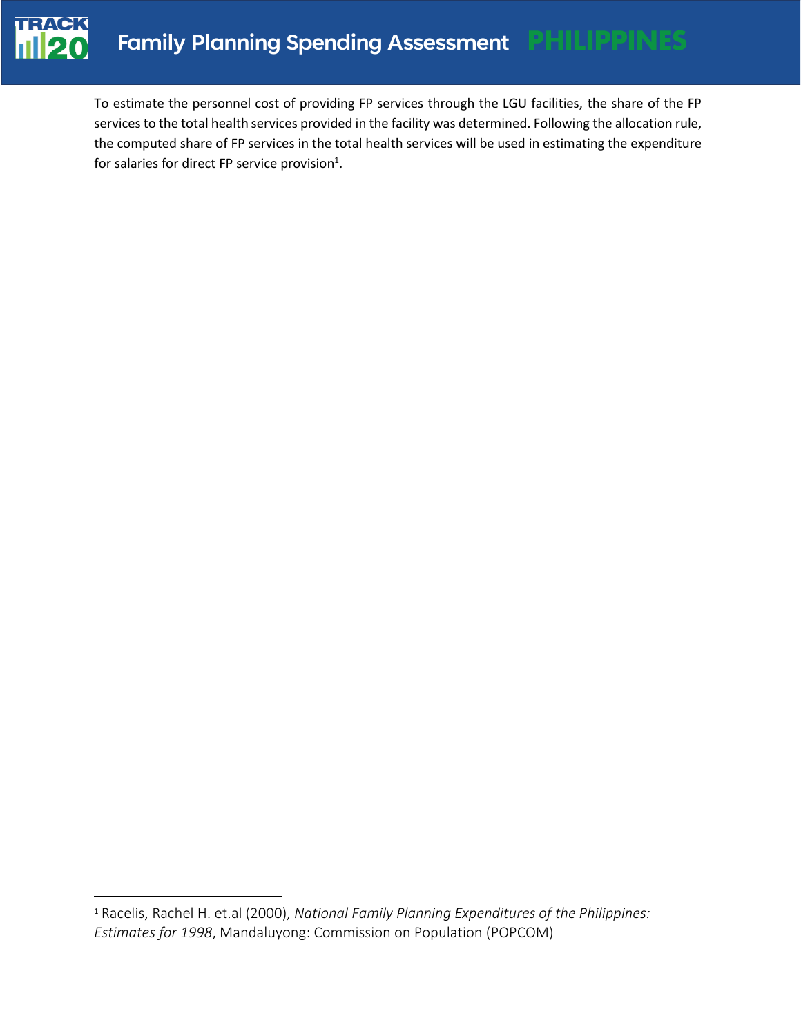To estimate the personnel cost of providing FP services through the LGU facilities, the share of the FP services to the total health services provided in the facility was determined. Following the allocation rule, the computed share of FP services in the total health services will be used in estimating the expenditure for salaries for direct FP service provision[1].

[1] Racelis, Rachel H. et.al (2000), *National Family Planning Expenditures of the Philippines: Estimates for 1998*, Mandaluyong: Commission on Population (POPCOM)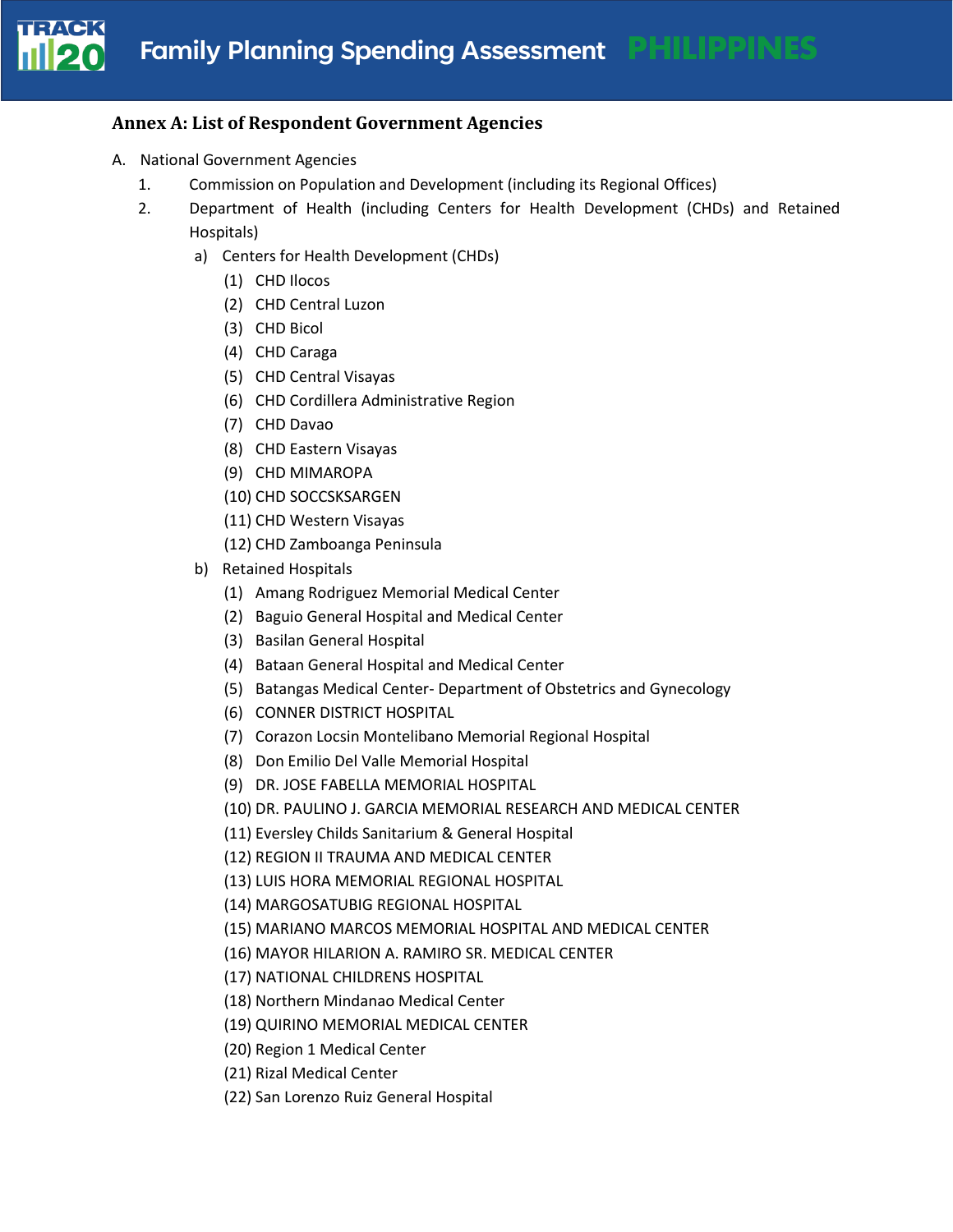## Annex A: List of Respondent Government Agencies

A. National Government Agencies

1. Commission on Population and Development (including its Regional Offices)
2. Department of Health (including Centers for Health Development (CHDs) and Retained Hospitals)
   - a) Centers for Health Development (CHDs)
     - (1) CHD Ilocos
     - (2) CHD Central Luzon
     - (3) CHD Bicol
     - (4) CHD Caraga
     - (5) CHD Central Visayas
     - (6) CHD Cordillera Administrative Region
     - (7) CHD Davao
     - (8) CHD Eastern Visayas
     - (9) CHD MIMAROPA
     - (10) CHD SOCCSKSARGEN
     - (11) CHD Western Visayas
     - (12) CHD Zamboanga Peninsula
   - b) Retained Hospitals
     - (1) Amang Rodriguez Memorial Medical Center
     - (2) Baguio General Hospital and Medical Center
     - (3) Basilan General Hospital
     - (4) Bataan General Hospital and Medical Center
     - (5) Batangas Medical Center- Department of Obstetrics and Gynecology
     - (6) CONNER DISTRICT HOSPITAL
     - (7) Corazon Locsin Montelibano Memorial Regional Hospital
     - (8) Don Emilio Del Valle Memorial Hospital
     - (9) DR. JOSE FABELLA MEMORIAL HOSPITAL
     - (10) DR. PAULINO J. GARCIA MEMORIAL RESEARCH AND MEDICAL CENTER
     - (11) Eversley Childs Sanitarium & General Hospital
     - (12) REGION II TRAUMA AND MEDICAL CENTER
     - (13) LUIS HORA MEMORIAL REGIONAL HOSPITAL
     - (14) MARGOSATUBIG REGIONAL HOSPITAL
     - (15) MARIANO MARCOS MEMORIAL HOSPITAL AND MEDICAL CENTER
     - (16) MAYOR HILARION A. RAMIRO SR. MEDICAL CENTER
     - (17) NATIONAL CHILDRENS HOSPITAL
     - (18) Northern Mindanao Medical Center
     - (19) QUIRINO MEMORIAL MEDICAL CENTER
     - (20) Region 1 Medical Center
     - (21) Rizal Medical Center
     - (22) San Lorenzo Ruiz General Hospital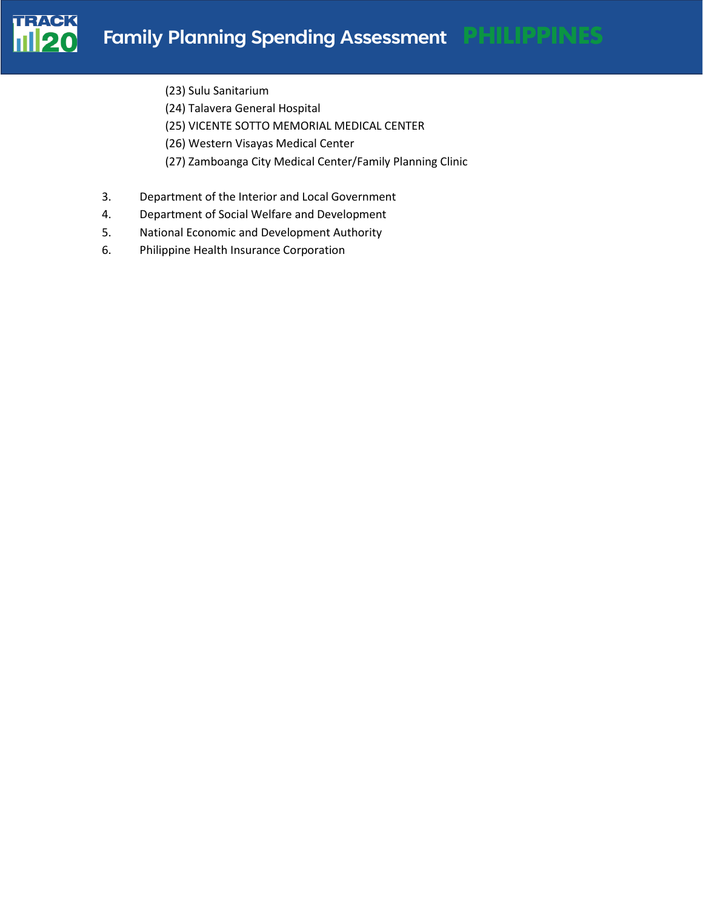(23) Sulu Sanitarium

(24) Talavera General Hospital

(25) VICENTE SOTTO MEMORIAL MEDICAL CENTER

(26) Western Visayas Medical Center

(27) Zamboanga City Medical Center/Family Planning Clinic

3. Department of the Interior and Local Government
4. Department of Social Welfare and Development
5. National Economic and Development Authority
6. Philippine Health Insurance Corporation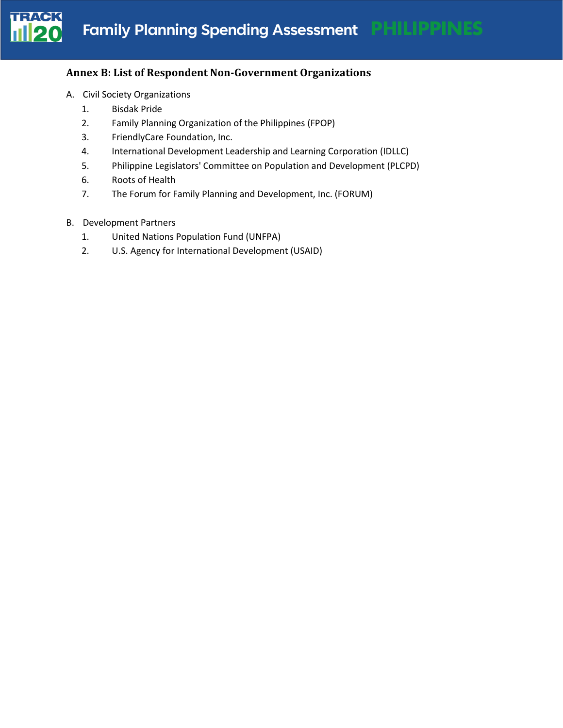## Annex B: List of Respondent Non-Government Organizations

A. Civil Society Organizations

1. Bisdak Pride
2. Family Planning Organization of the Philippines (FPOP)
3. FriendlyCare Foundation, Inc.
4. International Development Leadership and Learning Corporation (IDLLC)
5. Philippine Legislators' Committee on Population and Development (PLCPD)
6. Roots of Health
7. The Forum for Family Planning and Development, Inc. (FORUM)

B. Development Partners

1. United Nations Population Fund (UNFPA)
2. U.S. Agency for International Development (USAID)